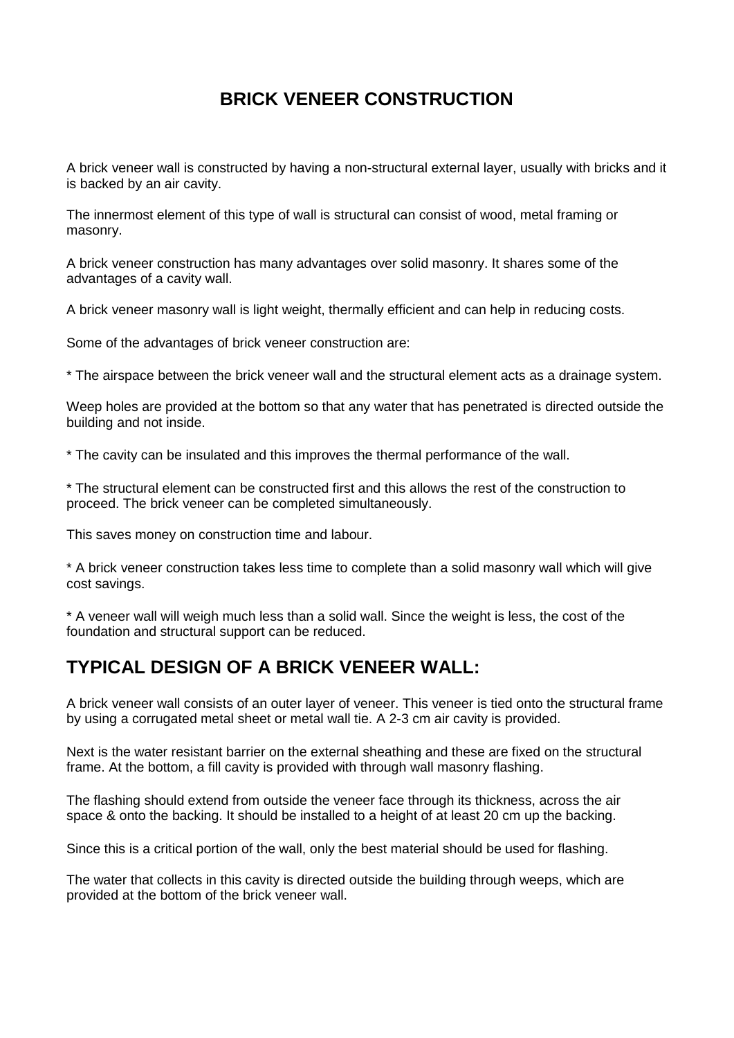# BRICK VENEER CONSTRUCTION

A brick veneer wall is constructed by having a non-structural external layer, usually with bricks and it is backed by an air cavity.

The innermost element of this type of wall is structural can consist of wood, metal framing or masonry.

A brick veneer construction has many advantages over solid masonry. It shares some of the advantages of a cavity wall.

A brick veneer masonry wall is light weight, thermally efficient and can help in reducing costs.

Some of the advantages of brick veneer construction are:

* The airspace between the brick veneer wall and the structural element acts as a drainage system.

Weep holes are provided at the bottom so that any water that has penetrated is directed outside the building and not inside.

* The cavity can be insulated and this improves the thermal performance of the wall.

* The structural element can be constructed first and this allows the rest of the construction to proceed. The brick veneer can be completed simultaneously.

This saves money on construction time and labour.

* A brick veneer construction takes less time to complete than a solid masonry wall which will give cost savings.

* A veneer wall will weigh much less than a solid wall. Since the weight is less, the cost of the foundation and structural support can be reduced.

## TYPICAL DESIGN OF A BRICK VENEER WALL:

A brick veneer wall consists of an outer layer of veneer. This veneer is tied onto the structural frame by using a corrugated metal sheet or metal wall tie. A 2-3 cm air cavity is provided.

Next is the water resistant barrier on the external sheathing and these are fixed on the structural frame. At the bottom, a fill cavity is provided with through wall masonry flashing.

The flashing should extend from outside the veneer face through its thickness, across the air space & onto the backing. It should be installed to a height of at least 20 cm up the backing.

Since this is a critical portion of the wall, only the best material should be used for flashing.

The water that collects in this cavity is directed outside the building through weeps, which are provided at the bottom of the brick veneer wall.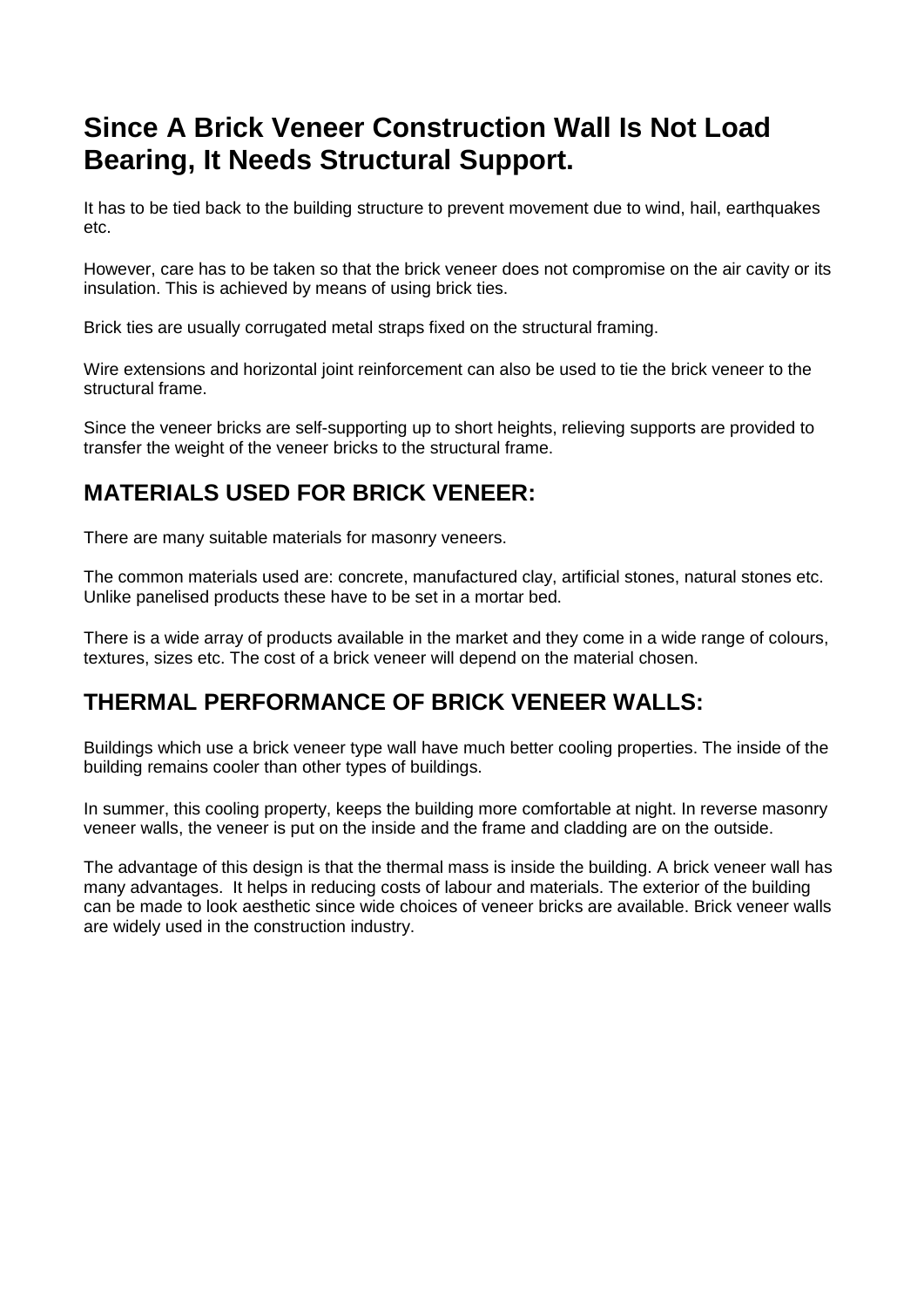# Since A Brick Veneer Construction Wall Is Not Load Bearing, It Needs Structural Support.

It has to be tied back to the building structure to prevent movement due to wind, hail, earthquakes etc.

However, care has to be taken so that the brick veneer does not compromise on the air cavity or its insulation. This is achieved by means of using brick ties.

Brick ties are usually corrugated metal straps fixed on the structural framing.

Wire extensions and horizontal joint reinforcement can also be used to tie the brick veneer to the structural frame.

Since the veneer bricks are self-supporting up to short heights, relieving supports are provided to transfer the weight of the veneer bricks to the structural frame.

## MATERIALS USED FOR BRICK VENEER:

There are many suitable materials for masonry veneers.

The common materials used are: concrete, manufactured clay, artificial stones, natural stones etc. Unlike panelised products these have to be set in a mortar bed.

There is a wide array of products available in the market and they come in a wide range of colours, textures, sizes etc. The cost of a brick veneer will depend on the material chosen.

## THERMAL PERFORMANCE OF BRICK VENEER WALLS:

Buildings which use a brick veneer type wall have much better cooling properties. The inside of the building remains cooler than other types of buildings.

In summer, this cooling property, keeps the building more comfortable at night. In reverse masonry veneer walls, the veneer is put on the inside and the frame and cladding are on the outside.

The advantage of this design is that the thermal mass is inside the building. A brick veneer wall has many advantages. It helps in reducing costs of labour and materials. The exterior of the building can be made to look aesthetic since wide choices of veneer bricks are available. Brick veneer walls are widely used in the construction industry.